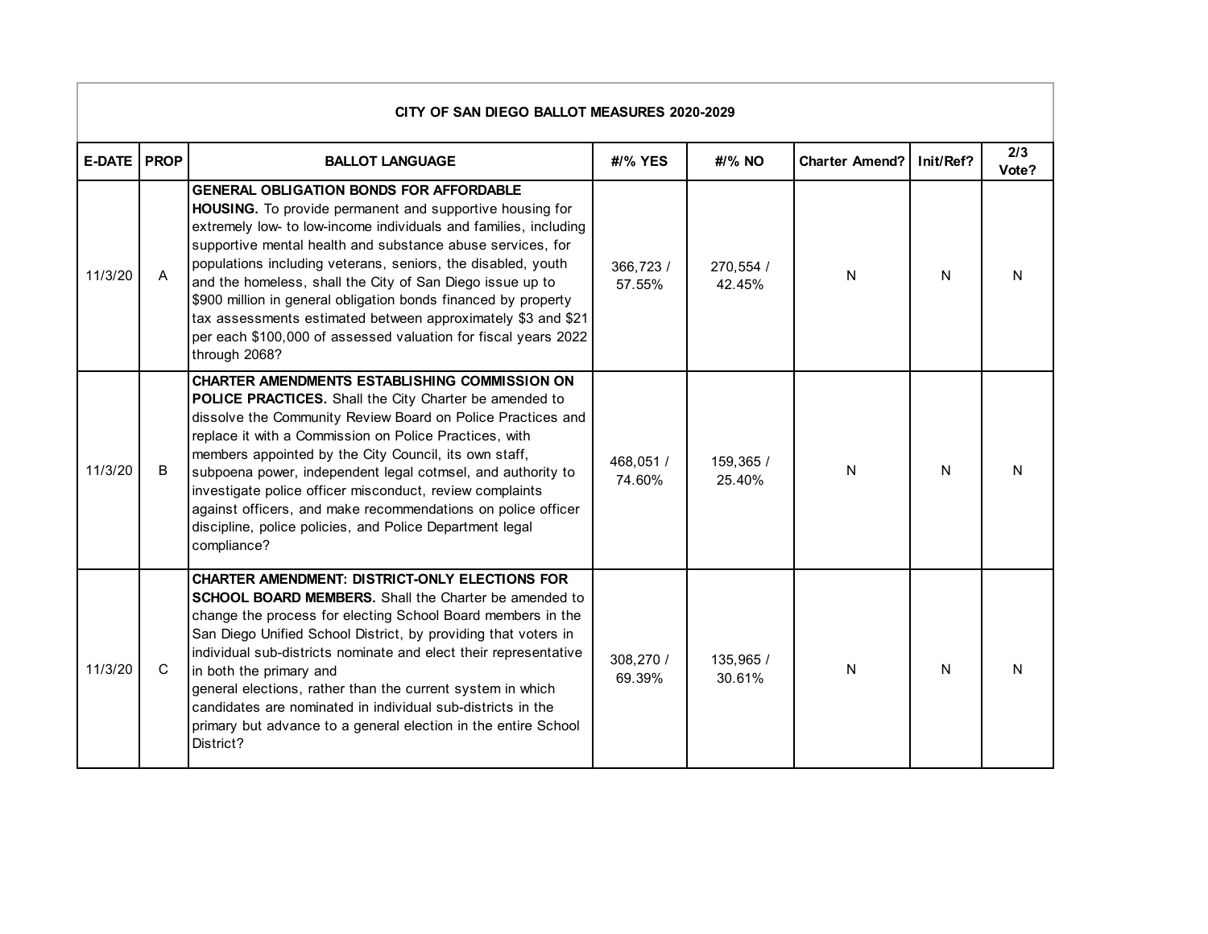| CITY OF SAN DIEGO BALLOT MEASURES 2020-2029 | | | | | | | |
|---|---|---|---|---|---|---|---|
| **E-DATE** | **PROP** | **BALLOT LANGUAGE** | **#/% YES** | **#/% NO** | **Charter Amend?** | **Init/Ref?** | **2/3 Vote?** |
| 11/3/20 | A | **GENERAL OBLIGATION BONDS FOR AFFORDABLE HOUSING.** To provide permanent and supportive housing for extremely low- to low-income individuals and families, including supportive mental health and substance abuse services, for populations including veterans, seniors, the disabled, youth and the homeless, shall the City of San Diego issue up to $900 million in general obligation bonds financed by property tax assessments estimated between approximately $3 and $21 per each $100,000 of assessed valuation for fiscal years 2022 through 2068? | 366,723 / 57.55% | 270,554 / 42.45% | N | N | N |
| 11/3/20 | B | **CHARTER AMENDMENTS ESTABLISHING COMMISSION ON POLICE PRACTICES.** Shall the City Charter be amended to dissolve the Community Review Board on Police Practices and replace it with a Commission on Police Practices, with members appointed by the City Council, its own staff, subpoena power, independent legal cotmsel, and authority to investigate police officer misconduct, review complaints against officers, and make recommendations on police officer discipline, police policies, and Police Department legal compliance? | 468,051 / 74.60% | 159,365 / 25.40% | N | N | N |
| 11/3/20 | C | **CHARTER AMENDMENT: DISTRICT-ONLY ELECTIONS FOR SCHOOL BOARD MEMBERS.** Shall the Charter be amended to change the process for electing School Board members in the San Diego Unified School District, by providing that voters in individual sub-districts nominate and elect their representative in both the primary and general elections, rather than the current system in which candidates are nominated in individual sub-districts in the primary but advance to a general election in the entire School District? | 308,270 / 69.39% | 135,965 / 30.61% | N | N | N |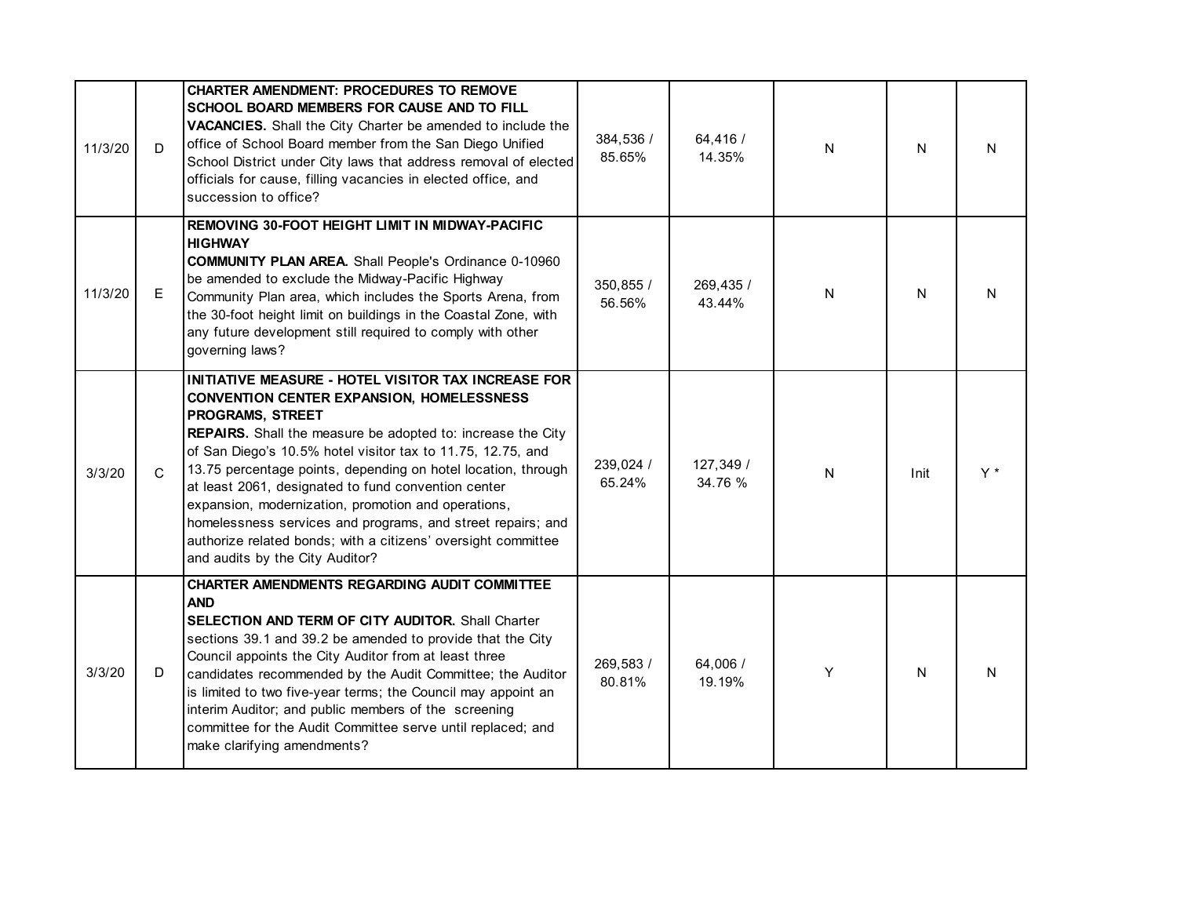| | | | | | | | |
|---|---|---|---|---|---|---|---|
| 11/3/20 | D | **CHARTER AMENDMENT: PROCEDURES TO REMOVE SCHOOL BOARD MEMBERS FOR CAUSE AND TO FILL VACANCIES.** Shall the City Charter be amended to include the office of School Board member from the San Diego Unified School District under City laws that address removal of elected officials for cause, filling vacancies in elected office, and succession to office? | 384,536 / 85.65% | 64,416 / 14.35% | N | N | N |
| 11/3/20 | E | **REMOVING 30-FOOT HEIGHT LIMIT IN MIDWAY-PACIFIC HIGHWAY COMMUNITY PLAN AREA.** Shall People's Ordinance 0-10960 be amended to exclude the Midway-Pacific Highway Community Plan area, which includes the Sports Arena, from the 30-foot height limit on buildings in the Coastal Zone, with any future development still required to comply with other governing laws? | 350,855 / 56.56% | 269,435 / 43.44% | N | N | N |
| 3/3/20 | C | **INITIATIVE MEASURE - HOTEL VISITOR TAX INCREASE FOR CONVENTION CENTER EXPANSION, HOMELESSNESS PROGRAMS, STREET REPAIRS.** Shall the measure be adopted to: increase the City of San Diego's 10.5% hotel visitor tax to 11.75, 12.75, and 13.75 percentage points, depending on hotel location, through at least 2061, designated to fund convention center expansion, modernization, promotion and operations, homelessness services and programs, and street repairs; and authorize related bonds; with a citizens' oversight committee and audits by the City Auditor? | 239,024 / 65.24% | 127,349 / 34.76 % | N | Init | Y * |
| 3/3/20 | D | **CHARTER AMENDMENTS REGARDING AUDIT COMMITTEE AND SELECTION AND TERM OF CITY AUDITOR.** Shall Charter sections 39.1 and 39.2 be amended to provide that the City Council appoints the City Auditor from at least three candidates recommended by the Audit Committee; the Auditor is limited to two five-year terms; the Council may appoint an interim Auditor; and public members of the screening committee for the Audit Committee serve until replaced; and make clarifying amendments? | 269,583 / 80.81% | 64,006 / 19.19% | Y | N | N |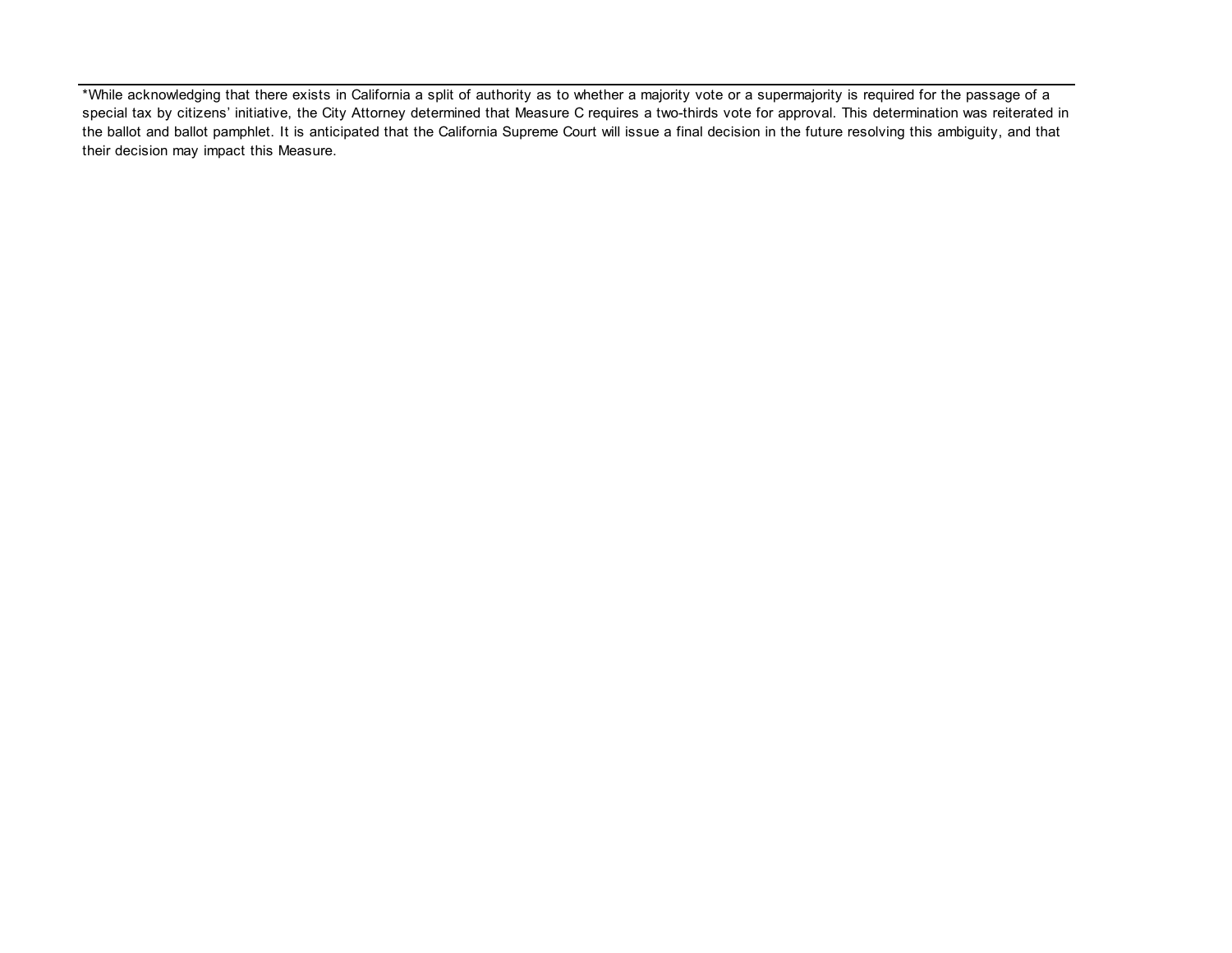*While acknowledging that there exists in California a split of authority as to whether a majority vote or a supermajority is required for the passage of a special tax by citizens' initiative, the City Attorney determined that Measure C requires a two-thirds vote for approval. This determination was reiterated in the ballot and ballot pamphlet. It is anticipated that the California Supreme Court will issue a final decision in the future resolving this ambiguity, and that their decision may impact this Measure.